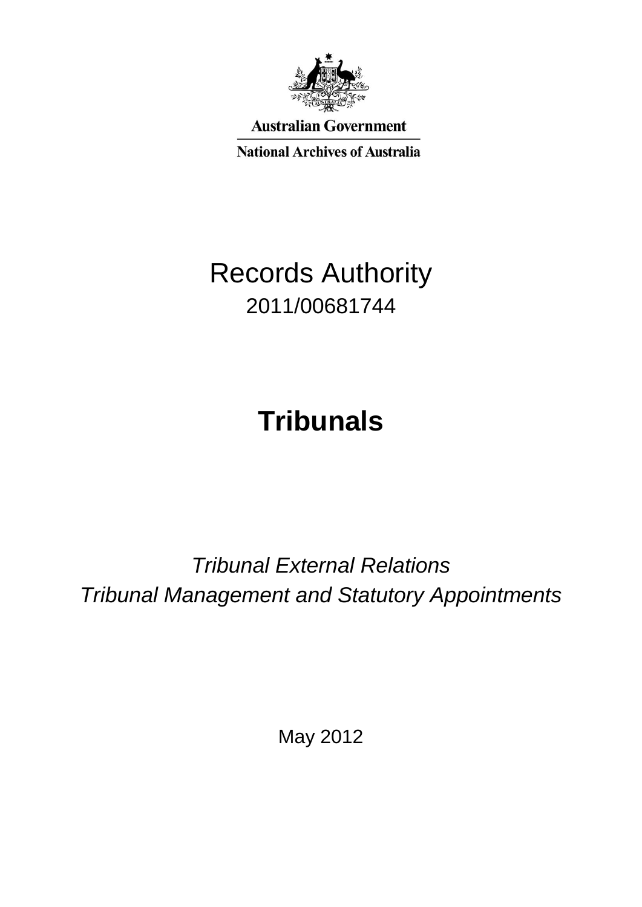Australian Government

National Archives of Australia

# Records Authority

2011/00681744

# Tribunals

*Tribunal External Relations*

*Tribunal Management and Statutory Appointments*

May 2012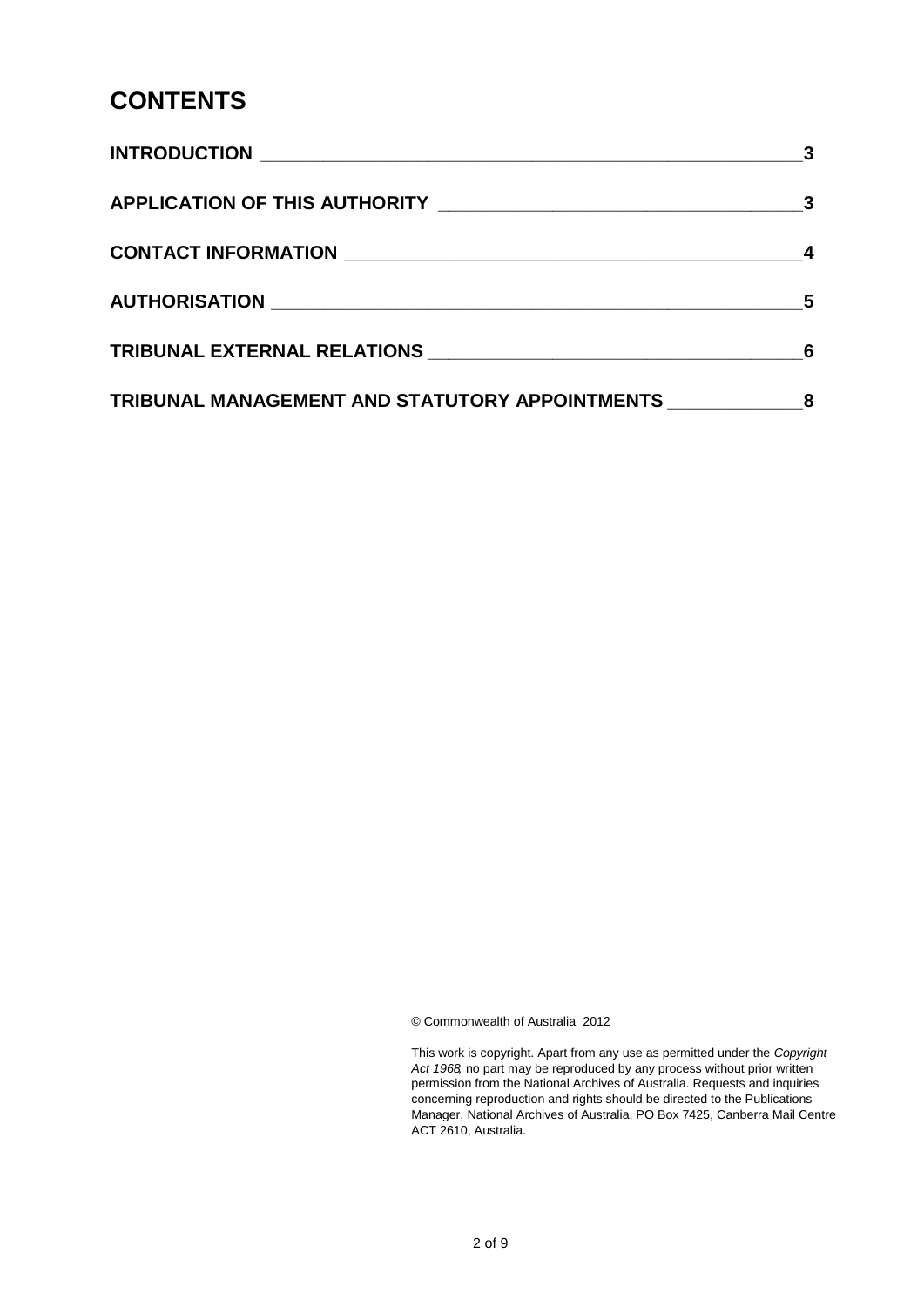# CONTENTS

| | |
|---|---|
| **INTRODUCTION** | **3** |
| **APPLICATION OF THIS AUTHORITY** | **3** |
| **CONTACT INFORMATION** | **4** |
| **AUTHORISATION** | **5** |
| **TRIBUNAL EXTERNAL RELATIONS** | **6** |
| **TRIBUNAL MANAGEMENT AND STATUTORY APPOINTMENTS** | **8** |

© Commonwealth of Australia 2012

This work is copyright. Apart from any use as permitted under the *Copyright Act 1968*, no part may be reproduced by any process without prior written permission from the National Archives of Australia. Requests and inquiries concerning reproduction and rights should be directed to the Publications Manager, National Archives of Australia, PO Box 7425, Canberra Mail Centre ACT 2610, Australia.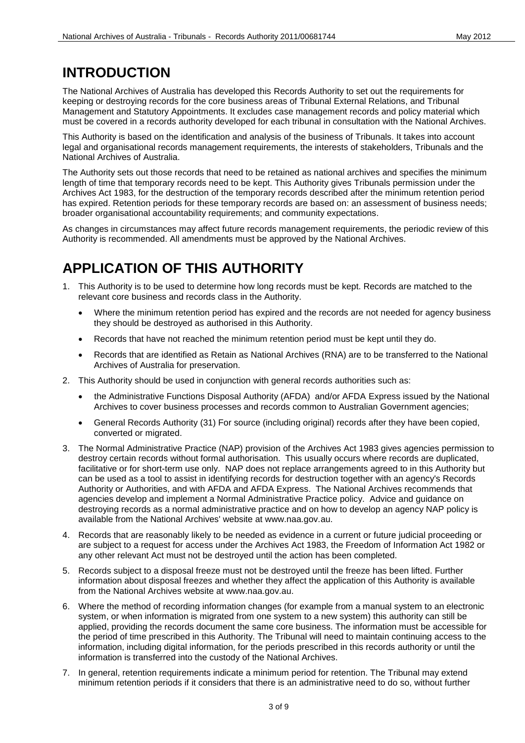# INTRODUCTION

The National Archives of Australia has developed this Records Authority to set out the requirements for keeping or destroying records for the core business areas of Tribunal External Relations, and Tribunal Management and Statutory Appointments. It excludes case management records and policy material which must be covered in a records authority developed for each tribunal in consultation with the National Archives.

This Authority is based on the identification and analysis of the business of Tribunals. It takes into account legal and organisational records management requirements, the interests of stakeholders, Tribunals and the National Archives of Australia.

The Authority sets out those records that need to be retained as national archives and specifies the minimum length of time that temporary records need to be kept. This Authority gives Tribunals permission under the Archives Act 1983, for the destruction of the temporary records described after the minimum retention period has expired. Retention periods for these temporary records are based on: an assessment of business needs; broader organisational accountability requirements; and community expectations.

As changes in circumstances may affect future records management requirements, the periodic review of this Authority is recommended. All amendments must be approved by the National Archives.

# APPLICATION OF THIS AUTHORITY

1. This Authority is to be used to determine how long records must be kept. Records are matched to the relevant core business and records class in the Authority.
   - Where the minimum retention period has expired and the records are not needed for agency business they should be destroyed as authorised in this Authority.
   - Records that have not reached the minimum retention period must be kept until they do.
   - Records that are identified as Retain as National Archives (RNA) are to be transferred to the National Archives of Australia for preservation.
2. This Authority should be used in conjunction with general records authorities such as:
   - the Administrative Functions Disposal Authority (AFDA) and/or AFDA Express issued by the National Archives to cover business processes and records common to Australian Government agencies;
   - General Records Authority (31) For source (including original) records after they have been copied, converted or migrated.
3. The Normal Administrative Practice (NAP) provision of the Archives Act 1983 gives agencies permission to destroy certain records without formal authorisation. This usually occurs where records are duplicated, facilitative or for short-term use only. NAP does not replace arrangements agreed to in this Authority but can be used as a tool to assist in identifying records for destruction together with an agency's Records Authority or Authorities, and with AFDA and AFDA Express. The National Archives recommends that agencies develop and implement a Normal Administrative Practice policy. Advice and guidance on destroying records as a normal administrative practice and on how to develop an agency NAP policy is available from the National Archives' website at www.naa.gov.au.
4. Records that are reasonably likely to be needed as evidence in a current or future judicial proceeding or are subject to a request for access under the Archives Act 1983, the Freedom of Information Act 1982 or any other relevant Act must not be destroyed until the action has been completed.
5. Records subject to a disposal freeze must not be destroyed until the freeze has been lifted. Further information about disposal freezes and whether they affect the application of this Authority is available from the National Archives website at www.naa.gov.au.
6. Where the method of recording information changes (for example from a manual system to an electronic system, or when information is migrated from one system to a new system) this authority can still be applied, providing the records document the same core business. The information must be accessible for the period of time prescribed in this Authority. The Tribunal will need to maintain continuing access to the information, including digital information, for the periods prescribed in this records authority or until the information is transferred into the custody of the National Archives.
7. In general, retention requirements indicate a minimum period for retention. The Tribunal may extend minimum retention periods if it considers that there is an administrative need to do so, without further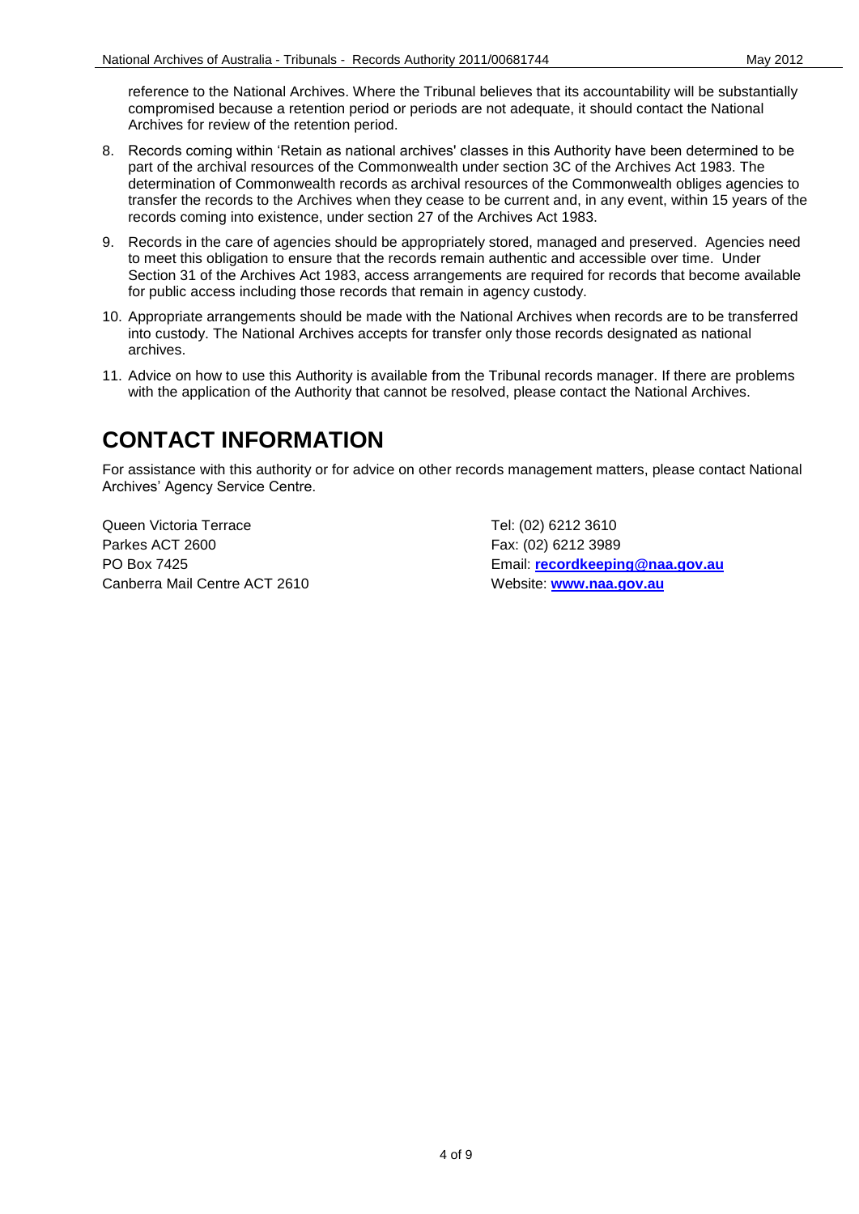reference to the National Archives. Where the Tribunal believes that its accountability will be substantially compromised because a retention period or periods are not adequate, it should contact the National Archives for review of the retention period.

8. Records coming within 'Retain as national archives' classes in this Authority have been determined to be part of the archival resources of the Commonwealth under section 3C of the Archives Act 1983. The determination of Commonwealth records as archival resources of the Commonwealth obliges agencies to transfer the records to the Archives when they cease to be current and, in any event, within 15 years of the records coming into existence, under section 27 of the Archives Act 1983.
9. Records in the care of agencies should be appropriately stored, managed and preserved. Agencies need to meet this obligation to ensure that the records remain authentic and accessible over time. Under Section 31 of the Archives Act 1983, access arrangements are required for records that become available for public access including those records that remain in agency custody.
10. Appropriate arrangements should be made with the National Archives when records are to be transferred into custody. The National Archives accepts for transfer only those records designated as national archives.
11. Advice on how to use this Authority is available from the Tribunal records manager. If there are problems with the application of the Authority that cannot be resolved, please contact the National Archives.

# CONTACT INFORMATION

For assistance with this authority or for advice on other records management matters, please contact National Archives' Agency Service Centre.

Queen Victoria Terrace
Parkes ACT 2600
PO Box 7425
Canberra Mail Centre ACT 2610

Tel: (02) 6212 3610
Fax: (02) 6212 3989
Email: **recordkeeping@naa.gov.au**
Website: **www.naa.gov.au**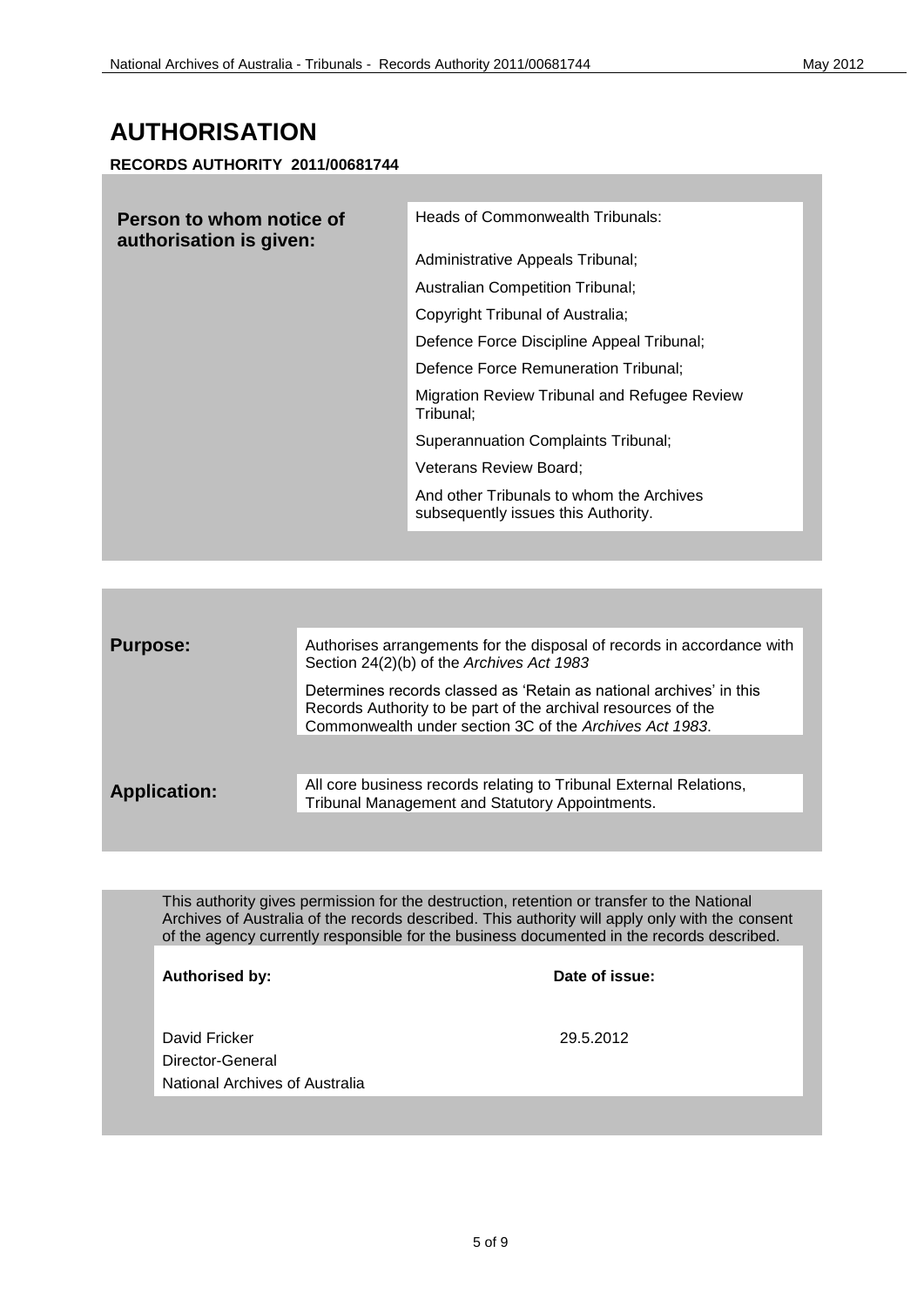# AUTHORISATION

**RECORDS AUTHORITY 2011/00681744**

| **Person to whom notice of authorisation is given:** | Heads of Commonwealth Tribunals:<br><br>Administrative Appeals Tribunal;<br>Australian Competition Tribunal;<br>Copyright Tribunal of Australia;<br>Defence Force Discipline Appeal Tribunal;<br>Defence Force Remuneration Tribunal;<br>Migration Review Tribunal and Refugee Review Tribunal;<br>Superannuation Complaints Tribunal;<br>Veterans Review Board;<br>And other Tribunals to whom the Archives subsequently issues this Authority. |
|---|---|

| | |
|---|---|
| **Purpose:** | Authorises arrangements for the disposal of records in accordance with Section 24(2)(b) of the *Archives Act 1983*<br><br>Determines records classed as 'Retain as national archives' in this Records Authority to be part of the archival resources of the Commonwealth under section 3C of the *Archives Act 1983*. |
| **Application:** | All core business records relating to Tribunal External Relations, Tribunal Management and Statutory Appointments. |

This authority gives permission for the destruction, retention or transfer to the National Archives of Australia of the records described. This authority will apply only with the consent of the agency currently responsible for the business documented in the records described.

| **Authorised by:** | **Date of issue:** |
|---|---|
| David Fricker<br>Director-General<br>National Archives of Australia | 29.5.2012 |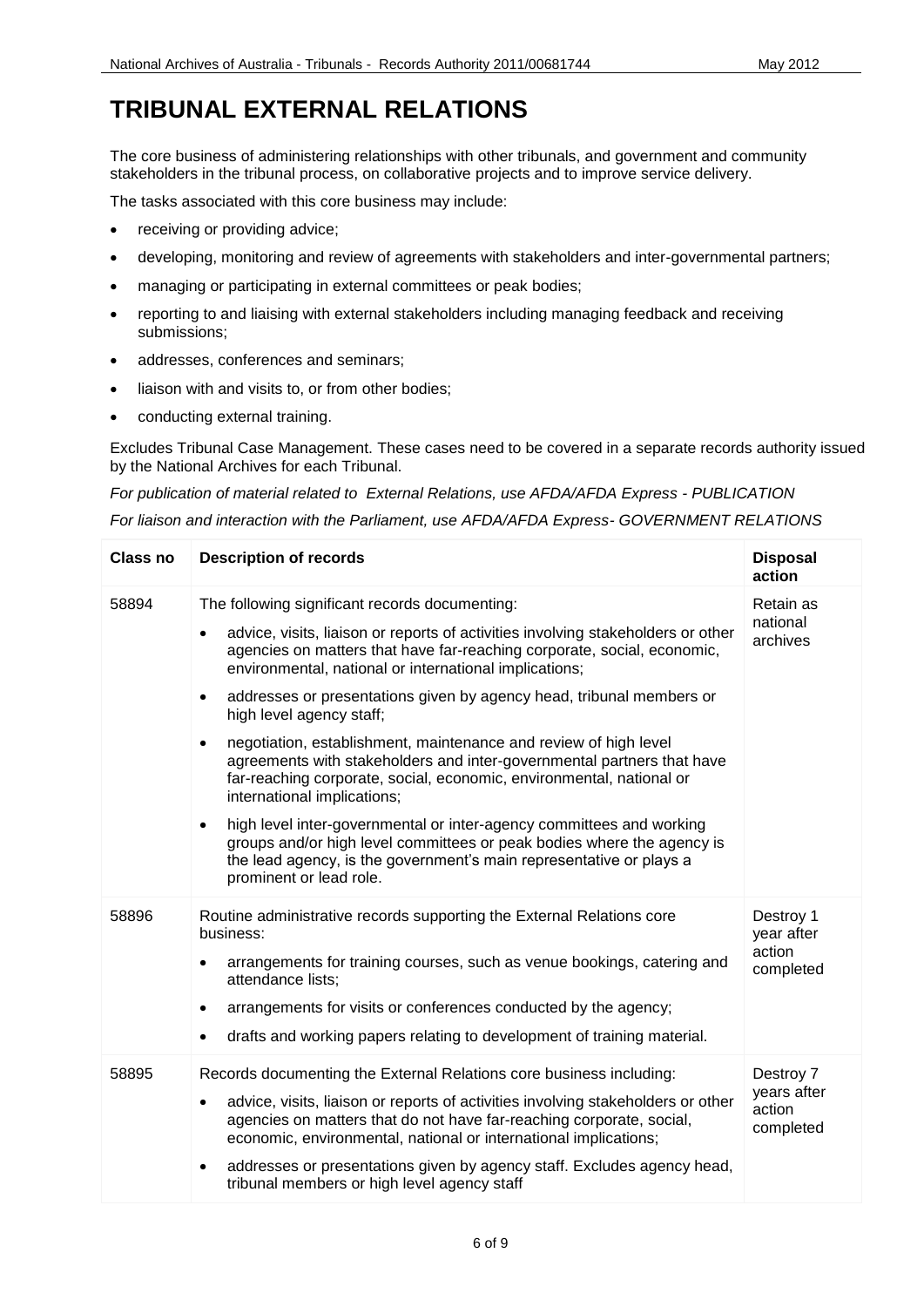# TRIBUNAL EXTERNAL RELATIONS

The core business of administering relationships with other tribunals, and government and community stakeholders in the tribunal process, on collaborative projects and to improve service delivery.

The tasks associated with this core business may include:

- receiving or providing advice;
- developing, monitoring and review of agreements with stakeholders and inter-governmental partners;
- managing or participating in external committees or peak bodies;
- reporting to and liaising with external stakeholders including managing feedback and receiving submissions;
- addresses, conferences and seminars;
- liaison with and visits to, or from other bodies;
- conducting external training.

Excludes Tribunal Case Management. These cases need to be covered in a separate records authority issued by the National Archives for each Tribunal.

*For publication of material related to External Relations, use AFDA/AFDA Express - PUBLICATION*

*For liaison and interaction with the Parliament, use AFDA/AFDA Express- GOVERNMENT RELATIONS*

| Class no | Description of records | Disposal action |
|---|---|---|
| 58894 | The following significant records documenting:<br>• advice, visits, liaison or reports of activities involving stakeholders or other agencies on matters that have far-reaching corporate, social, economic, environmental, national or international implications;<br>• addresses or presentations given by agency head, tribunal members or high level agency staff;<br>• negotiation, establishment, maintenance and review of high level agreements with stakeholders and inter-governmental partners that have far-reaching corporate, social, economic, environmental, national or international implications;<br>• high level inter-governmental or inter-agency committees and working groups and/or high level committees or peak bodies where the agency is the lead agency, is the government's main representative or plays a prominent or lead role. | Retain as national archives |
| 58896 | Routine administrative records supporting the External Relations core business:<br>• arrangements for training courses, such as venue bookings, catering and attendance lists;<br>• arrangements for visits or conferences conducted by the agency;<br>• drafts and working papers relating to development of training material. | Destroy 1 year after action completed |
| 58895 | Records documenting the External Relations core business including:<br>• advice, visits, liaison or reports of activities involving stakeholders or other agencies on matters that do not have far-reaching corporate, social, economic, environmental, national or international implications;<br>• addresses or presentations given by agency staff. Excludes agency head, tribunal members or high level agency staff | Destroy 7 years after action completed |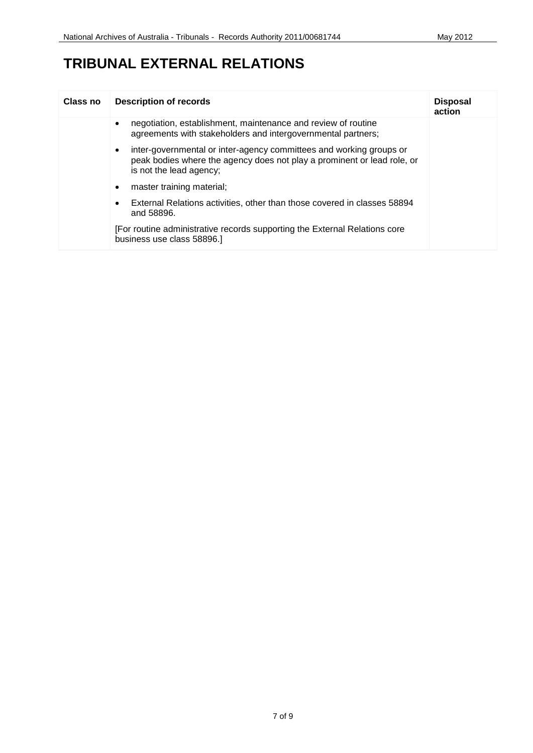# TRIBUNAL EXTERNAL RELATIONS

| Class no | Description of records | Disposal action |
|---|---|---|
| | • negotiation, establishment, maintenance and review of routine agreements with stakeholders and intergovernmental partners;<br><br>• inter-governmental or inter-agency committees and working groups or peak bodies where the agency does not play a prominent or lead role, or is not the lead agency;<br><br>• master training material;<br><br>• External Relations activities, other than those covered in classes 58894 and 58896.<br><br>[For routine administrative records supporting the External Relations core business use class 58896.] | |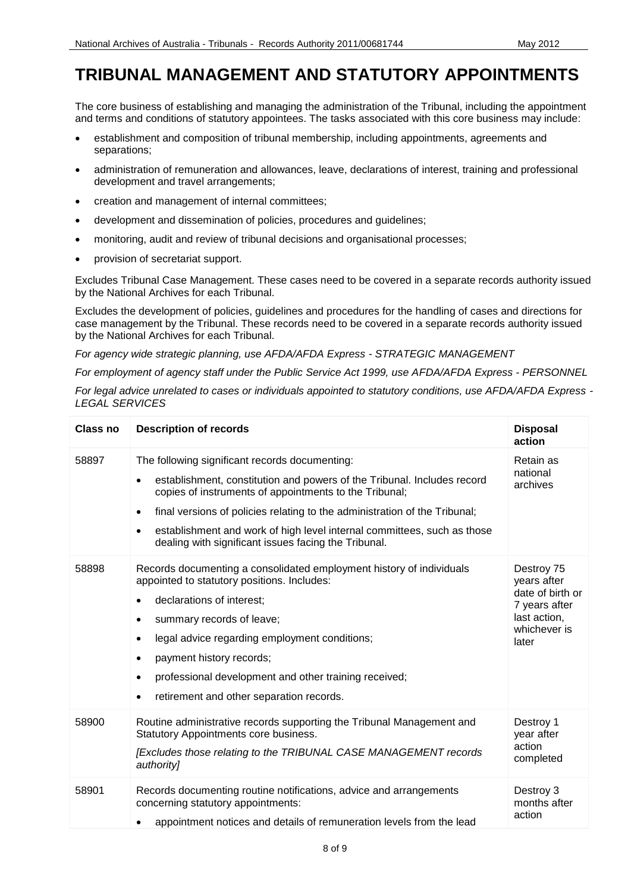# TRIBUNAL MANAGEMENT AND STATUTORY APPOINTMENTS

The core business of establishing and managing the administration of the Tribunal, including the appointment and terms and conditions of statutory appointees. The tasks associated with this core business may include:

- establishment and composition of tribunal membership, including appointments, agreements and separations;
- administration of remuneration and allowances, leave, declarations of interest, training and professional development and travel arrangements;
- creation and management of internal committees;
- development and dissemination of policies, procedures and guidelines;
- monitoring, audit and review of tribunal decisions and organisational processes;
- provision of secretariat support.

Excludes Tribunal Case Management. These cases need to be covered in a separate records authority issued by the National Archives for each Tribunal.

Excludes the development of policies, guidelines and procedures for the handling of cases and directions for case management by the Tribunal. These records need to be covered in a separate records authority issued by the National Archives for each Tribunal.

*For agency wide strategic planning, use AFDA/AFDA Express - STRATEGIC MANAGEMENT*

*For employment of agency staff under the Public Service Act 1999, use AFDA/AFDA Express - PERSONNEL*

*For legal advice unrelated to cases or individuals appointed to statutory conditions, use AFDA/AFDA Express - LEGAL SERVICES*

| Class no | Description of records | Disposal action |
|---|---|---|
| 58897 | The following significant records documenting:<br>• establishment, constitution and powers of the Tribunal. Includes record copies of instruments of appointments to the Tribunal;<br>• final versions of policies relating to the administration of the Tribunal;<br>• establishment and work of high level internal committees, such as those dealing with significant issues facing the Tribunal. | Retain as national archives |
| 58898 | Records documenting a consolidated employment history of individuals appointed to statutory positions. Includes:<br>• declarations of interest;<br>• summary records of leave;<br>• legal advice regarding employment conditions;<br>• payment history records;<br>• professional development and other training received;<br>• retirement and other separation records. | Destroy 75 years after date of birth or 7 years after last action, whichever is later |
| 58900 | Routine administrative records supporting the Tribunal Management and Statutory Appointments core business.<br>*[Excludes those relating to the TRIBUNAL CASE MANAGEMENT records authority]* | Destroy 1 year after action completed |
| 58901 | Records documenting routine notifications, advice and arrangements concerning statutory appointments:<br>• appointment notices and details of remuneration levels from the lead | Destroy 3 months after action |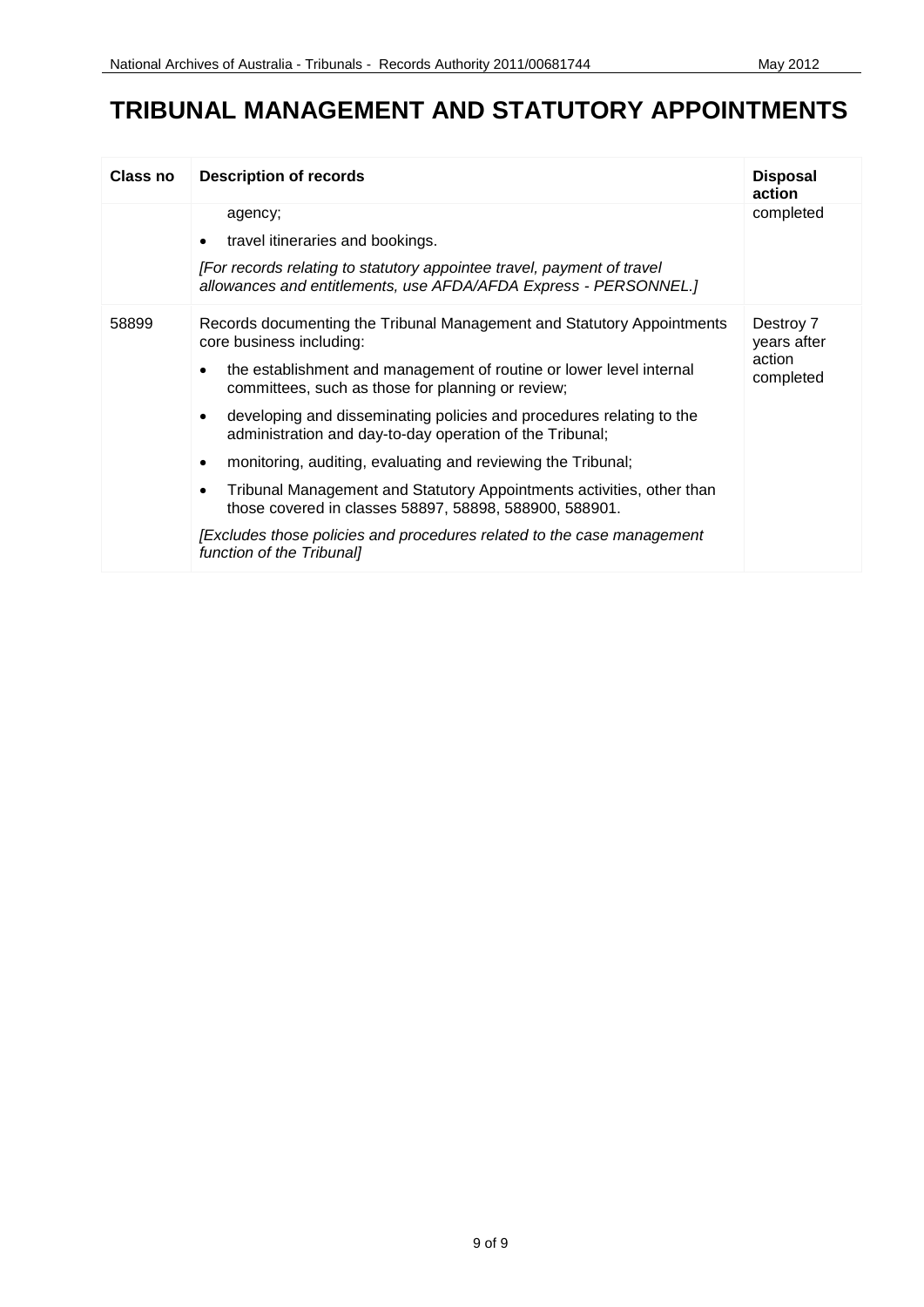# TRIBUNAL MANAGEMENT AND STATUTORY APPOINTMENTS

| Class no | Description of records | Disposal action |
|---|---|---|
| | agency;<br>• travel itineraries and bookings.<br>*[For records relating to statutory appointee travel, payment of travel allowances and entitlements, use AFDA/AFDA Express - PERSONNEL.]* | completed |
| 58899 | Records documenting the Tribunal Management and Statutory Appointments core business including:<br>• the establishment and management of routine or lower level internal committees, such as those for planning or review;<br>• developing and disseminating policies and procedures relating to the administration and day-to-day operation of the Tribunal;<br>• monitoring, auditing, evaluating and reviewing the Tribunal;<br>• Tribunal Management and Statutory Appointments activities, other than those covered in classes 58897, 58898, 588900, 588901.<br>*[Excludes those policies and procedures related to the case management function of the Tribunal]* | Destroy 7 years after action completed |